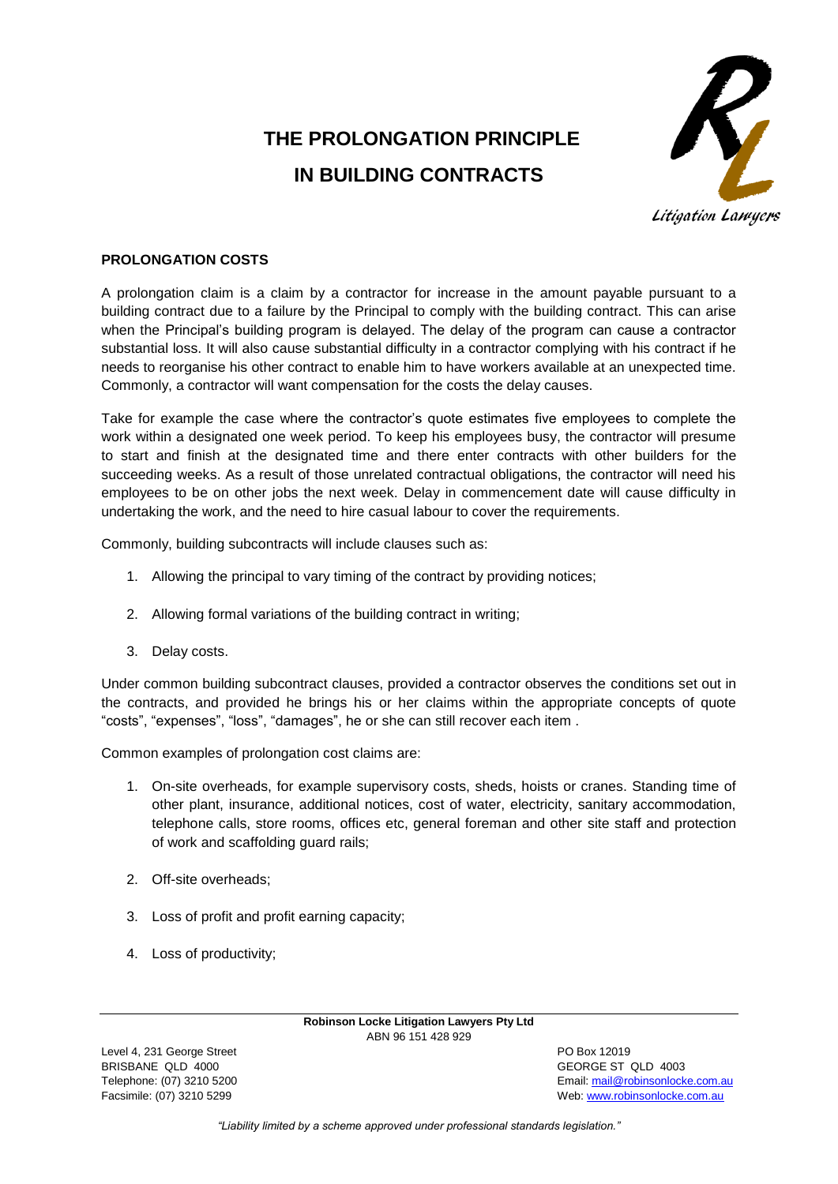# THE PROLONGATION PRINCIPLE IN BUILDING CONTRACTS

## PROLONGATION COSTS

A prolongation claim is a claim by a contractor for increase in the amount payable pursuant to a building contract due to a failure by the Principal to comply with the building contract. This can arise when the Principal's building program is delayed. The delay of the program can cause a contractor substantial loss. It will also cause substantial difficulty in a contractor complying with his contract if he needs to reorganise his other contract to enable him to have workers available at an unexpected time. Commonly, a contractor will want compensation for the costs the delay causes.

Take for example the case where the contractor's quote estimates five employees to complete the work within a designated one week period. To keep his employees busy, the contractor will presume to start and finish at the designated time and there enter contracts with other builders for the succeeding weeks. As a result of those unrelated contractual obligations, the contractor will need his employees to be on other jobs the next week. Delay in commencement date will cause difficulty in undertaking the work, and the need to hire casual labour to cover the requirements.

Commonly, building subcontracts will include clauses such as:

1. Allowing the principal to vary timing of the contract by providing notices;
2. Allowing formal variations of the building contract in writing;
3. Delay costs.

Under common building subcontract clauses, provided a contractor observes the conditions set out in the contracts, and provided he brings his or her claims within the appropriate concepts of quote "costs", "expenses", "loss", "damages", he or she can still recover each item .

Common examples of prolongation cost claims are:

1. On-site overheads, for example supervisory costs, sheds, hoists or cranes. Standing time of other plant, insurance, additional notices, cost of water, electricity, sanitary accommodation, telephone calls, store rooms, offices etc, general foreman and other site staff and protection of work and scaffolding guard rails;
2. Off-site overheads;
3. Loss of profit and profit earning capacity;
4. Loss of productivity;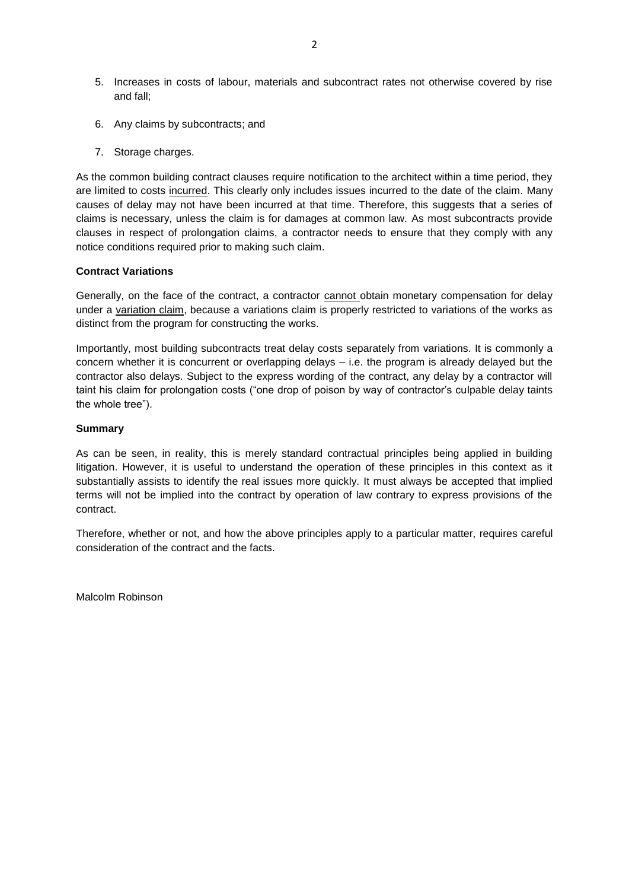5. Increases in costs of labour, materials and subcontract rates not otherwise covered by rise and fall;

6. Any claims by subcontracts; and

7. Storage charges.

As the common building contract clauses require notification to the architect within a time period, they are limited to costs incurred. This clearly only includes issues incurred to the date of the claim. Many causes of delay may not have been incurred at that time. Therefore, this suggests that a series of claims is necessary, unless the claim is for damages at common law. As most subcontracts provide clauses in respect of prolongation claims, a contractor needs to ensure that they comply with any notice conditions required prior to making such claim.

**Contract Variations**

Generally, on the face of the contract, a contractor cannot obtain monetary compensation for delay under a variation claim, because a variations claim is properly restricted to variations of the works as distinct from the program for constructing the works.

Importantly, most building subcontracts treat delay costs separately from variations. It is commonly a concern whether it is concurrent or overlapping delays – i.e. the program is already delayed but the contractor also delays. Subject to the express wording of the contract, any delay by a contractor will taint his claim for prolongation costs ("one drop of poison by way of contractor's culpable delay taints the whole tree").

**Summary**

As can be seen, in reality, this is merely standard contractual principles being applied in building litigation. However, it is useful to understand the operation of these principles in this context as it substantially assists to identify the real issues more quickly. It must always be accepted that implied terms will not be implied into the contract by operation of law contrary to express provisions of the contract.

Therefore, whether or not, and how the above principles apply to a particular matter, requires careful consideration of the contract and the facts.

Malcolm Robinson